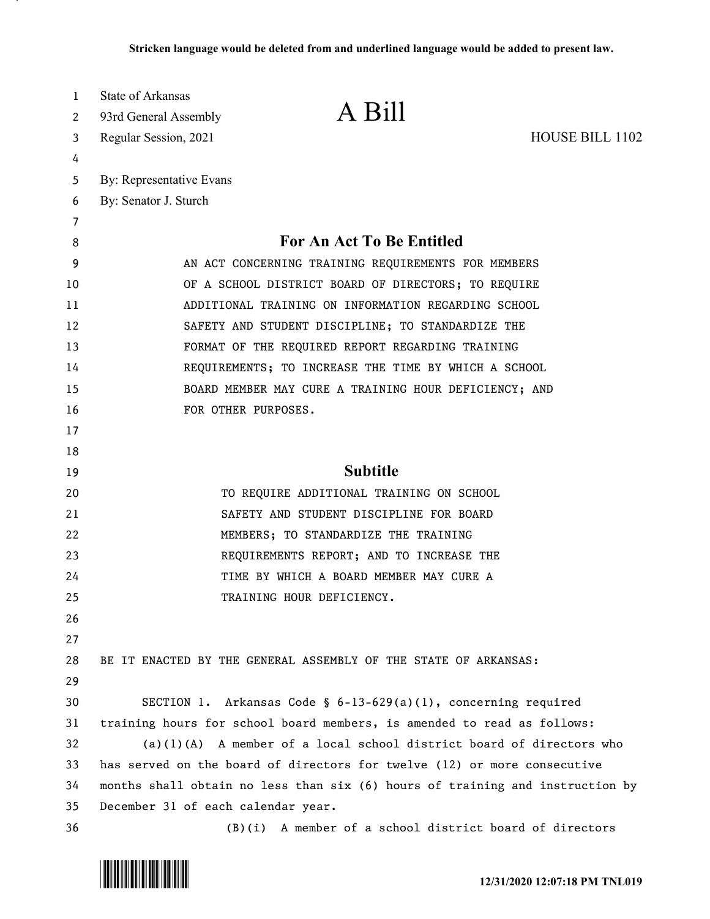Stricken language would be deleted from and underlined language would be added to present law.

State of Arkansas
93rd General Assembly
Regular Session, 2021

# A Bill

HOUSE BILL 1102

By: Representative Evans
By: Senator J. Sturch

## For An Act To Be Entitled

AN ACT CONCERNING TRAINING REQUIREMENTS FOR MEMBERS OF A SCHOOL DISTRICT BOARD OF DIRECTORS; TO REQUIRE ADDITIONAL TRAINING ON INFORMATION REGARDING SCHOOL SAFETY AND STUDENT DISCIPLINE; TO STANDARDIZE THE FORMAT OF THE REQUIRED REPORT REGARDING TRAINING REQUIREMENTS; TO INCREASE THE TIME BY WHICH A SCHOOL BOARD MEMBER MAY CURE A TRAINING HOUR DEFICIENCY; AND FOR OTHER PURPOSES.

## Subtitle

TO REQUIRE ADDITIONAL TRAINING ON SCHOOL SAFETY AND STUDENT DISCIPLINE FOR BOARD MEMBERS; TO STANDARDIZE THE TRAINING REQUIREMENTS REPORT; AND TO INCREASE THE TIME BY WHICH A BOARD MEMBER MAY CURE A TRAINING HOUR DEFICIENCY.

BE IT ENACTED BY THE GENERAL ASSEMBLY OF THE STATE OF ARKANSAS:

SECTION 1. Arkansas Code § 6-13-629(a)(1), concerning required training hours for school board members, is amended to read as follows:

(a)(1)(A) A member of a local school district board of directors who has served on the board of directors for twelve (12) or more consecutive months shall obtain no less than six (6) hours of training and instruction by December 31 of each calendar year.

(B)(i) A member of a school district board of directors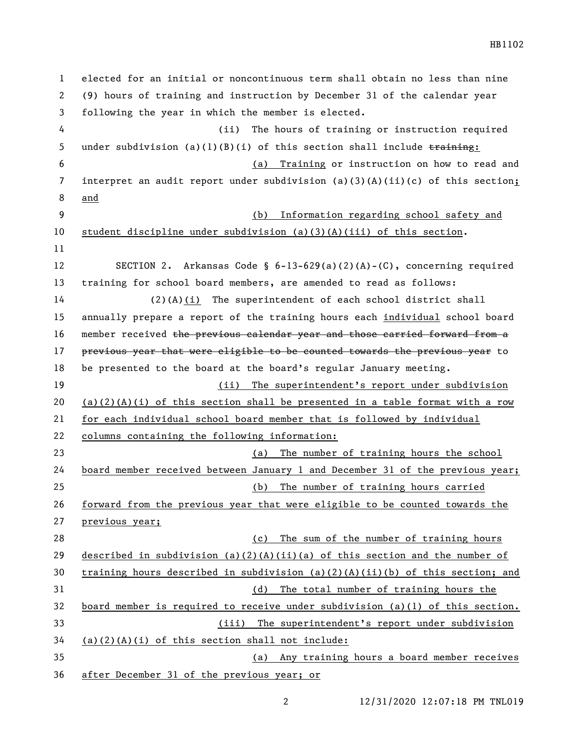elected for an initial or noncontinuous term shall obtain no less than nine (9) hours of training and instruction by December 31 of the calendar year following the year in which the member is elected.

(ii) The hours of training or instruction required under subdivision (a)(1)(B)(i) of this section shall include ~~training~~:

(a) Training or instruction on how to read and interpret an audit report under subdivision (a)(3)(A)(ii)(c) of this section; and

(b) Information regarding school safety and student discipline under subdivision (a)(3)(A)(iii) of this section.

SECTION 2. Arkansas Code § 6-13-629(a)(2)(A)-(C), concerning required training for school board members, are amended to read as follows:

(2)(A)(i) The superintendent of each school district shall annually prepare a report of the training hours each individual school board member received ~~the previous calendar year and those carried forward from a previous year that were eligible to be counted towards the previous year~~ to be presented to the board at the board's regular January meeting.

(ii) The superintendent's report under subdivision (a)(2)(A)(i) of this section shall be presented in a table format with a row for each individual school board member that is followed by individual columns containing the following information:

(a) The number of training hours the school board member received between January 1 and December 31 of the previous year;

(b) The number of training hours carried forward from the previous year that were eligible to be counted towards the previous year;

(c) The sum of the number of training hours described in subdivision (a)(2)(A)(ii)(a) of this section and the number of training hours described in subdivision (a)(2)(A)(ii)(b) of this section; and

(d) The total number of training hours the board member is required to receive under subdivision (a)(1) of this section.

(iii) The superintendent's report under subdivision (a)(2)(A)(i) of this section shall not include:

(a) Any training hours a board member receives after December 31 of the previous year; or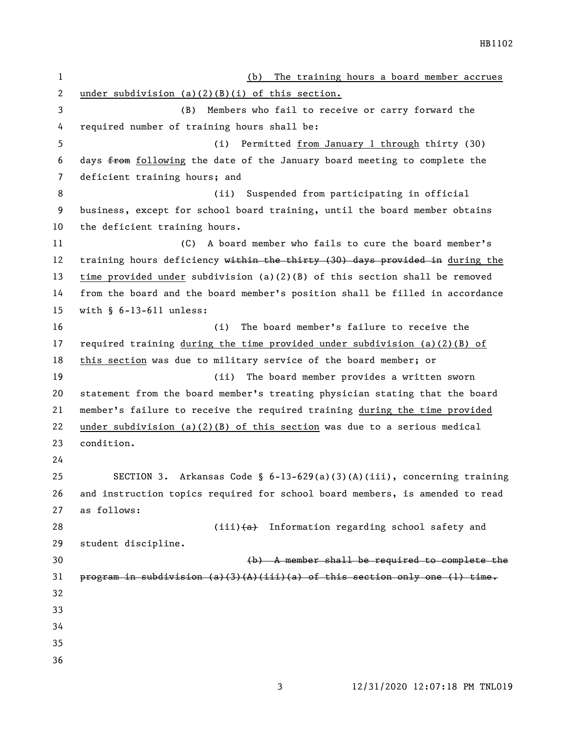(b) The training hours a board member accrues under subdivision (a)(2)(B)(i) of this section.

(B) Members who fail to receive or carry forward the required number of training hours shall be:

(i) Permitted from January 1 through thirty (30) days ~~from~~ following the date of the January board meeting to complete the deficient training hours; and

(ii) Suspended from participating in official business, except for school board training, until the board member obtains the deficient training hours.

(C) A board member who fails to cure the board member's training hours deficiency ~~within the thirty (30) days provided in~~ during the time provided under subdivision (a)(2)(B) of this section shall be removed from the board and the board member's position shall be filled in accordance with § 6-13-611 unless:

(i) The board member's failure to receive the required training during the time provided under subdivision (a)(2)(B) of this section was due to military service of the board member; or

(ii) The board member provides a written sworn statement from the board member's treating physician stating that the board member's failure to receive the required training during the time provided under subdivision (a)(2)(B) of this section was due to a serious medical condition.

SECTION 3. Arkansas Code § 6-13-629(a)(3)(A)(iii), concerning training and instruction topics required for school board members, is amended to read as follows:

(iii)~~(a)~~ Information regarding school safety and student discipline.

~~(b) A member shall be required to complete the program in subdivision (a)(3)(A)(iii)(a) of this section only one (1) time.~~